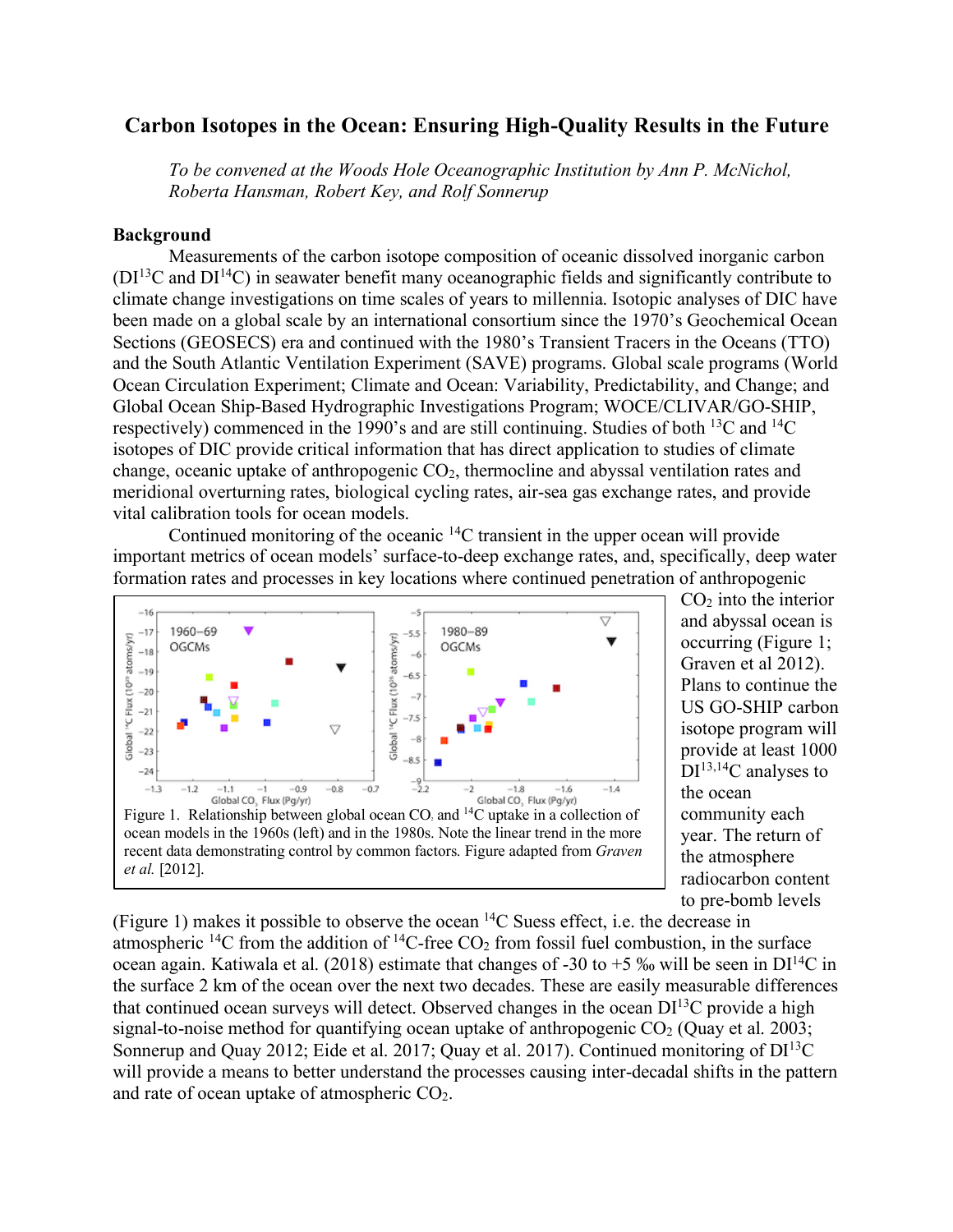# Carbon Isotopes in the Ocean: Ensuring High-Quality Results in the Future

*To be convened at the Woods Hole Oceanographic Institution by Ann P. McNichol, Roberta Hansman, Robert Key, and Rolf Sonnerup*

## Background

Measurements of the carbon isotope composition of oceanic dissolved inorganic carbon ($DI^{13}C$ and $DI^{14}C$) in seawater benefit many oceanographic fields and significantly contribute to climate change investigations on time scales of years to millennia. Isotopic analyses of DIC have been made on a global scale by an international consortium since the 1970's Geochemical Ocean Sections (GEOSECS) era and continued with the 1980's Transient Tracers in the Oceans (TTO) and the South Atlantic Ventilation Experiment (SAVE) programs. Global scale programs (World Ocean Circulation Experiment; Climate and Ocean: Variability, Predictability, and Change; and Global Ocean Ship-Based Hydrographic Investigations Program; WOCE/CLIVAR/GO-SHIP, respectively) commenced in the 1990's and are still continuing. Studies of both $^{13}C$ and $^{14}C$ isotopes of DIC provide critical information that has direct application to studies of climate change, oceanic uptake of anthropogenic $CO_2$, thermocline and abyssal ventilation rates and meridional overturning rates, biological cycling rates, air-sea gas exchange rates, and provide vital calibration tools for ocean models.

Continued monitoring of the oceanic $^{14}C$ transient in the upper ocean will provide important metrics of ocean models' surface-to-deep exchange rates, and, specifically, deep water formation rates and processes in key locations where continued penetration of anthropogenic $CO_2$ into the interior and abyssal ocean is occurring (Figure 1; Graven et al 2012). Plans to continue the US GO-SHIP carbon isotope program will provide at least 1000 $DI^{13,14}C$ analyses to the ocean community each year. The return of the atmosphere radiocarbon content to pre-bomb levels (Figure 1) makes it possible to observe the ocean $^{14}C$ Suess effect, i.e. the decrease in atmospheric $^{14}C$ from the addition of $^{14}C$-free $CO_2$ from fossil fuel combustion, in the surface ocean again. Katiwala et al. (2018) estimate that changes of -30 to +5 ‰ will be seen in $DI^{14}C$ in the surface 2 km of the ocean over the next two decades. These are easily measurable differences that continued ocean surveys will detect. Observed changes in the ocean $DI^{13}C$ provide a high signal-to-noise method for quantifying ocean uptake of anthropogenic $CO_2$ (Quay et al. 2003; Sonnerup and Quay 2012; Eide et al. 2017; Quay et al. 2017). Continued monitoring of $DI^{13}C$ will provide a means to better understand the processes causing inter-decadal shifts in the pattern and rate of ocean uptake of atmospheric $CO_2$.

Figure 1. Relationship between global ocean $CO_2$ and $^{14}C$ uptake in a collection of ocean models in the 1960s (left) and in the 1980s. Note the linear trend in the more recent data demonstrating control by common factors. Figure adapted from *Graven et al.* [2012].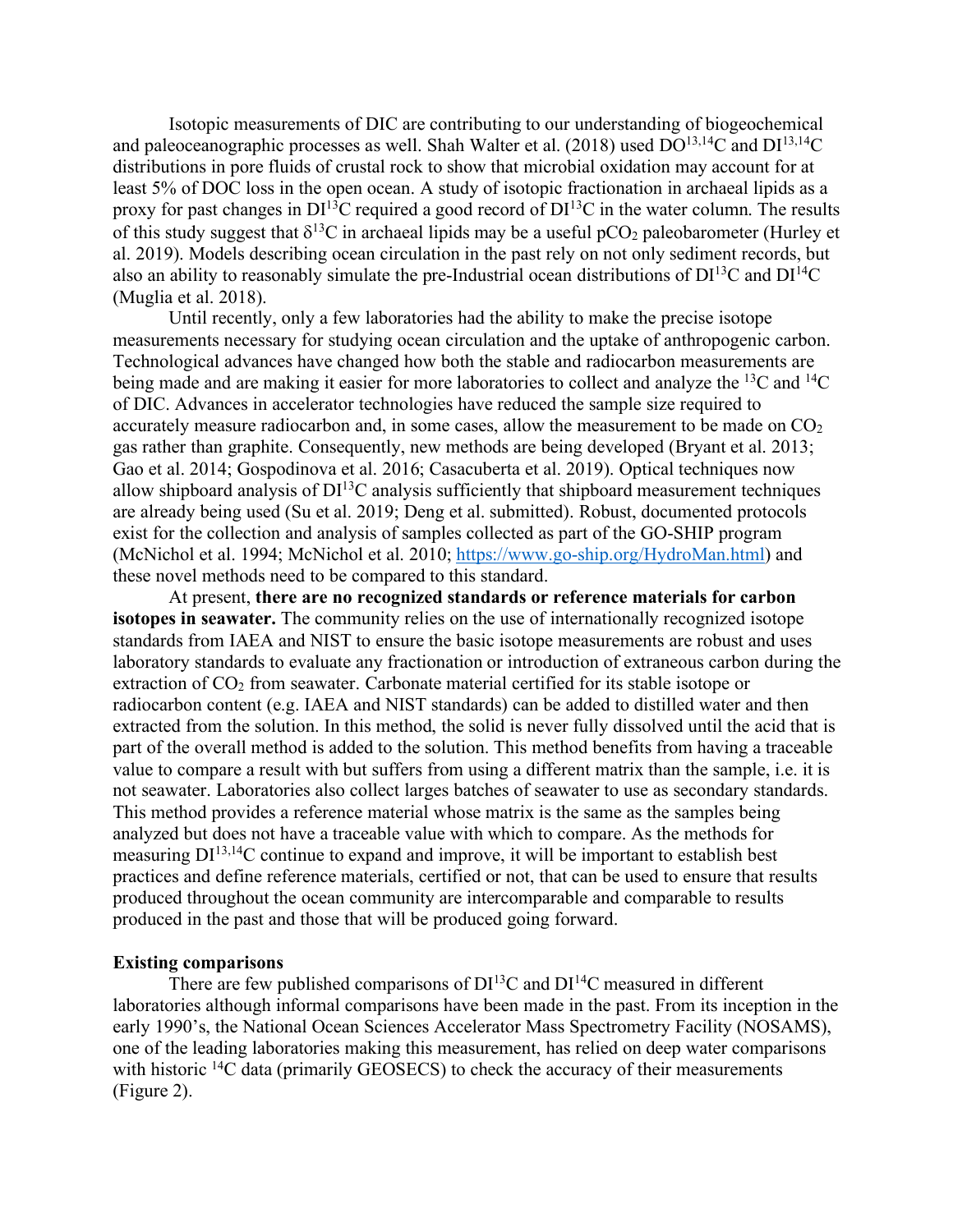Isotopic measurements of DIC are contributing to our understanding of biogeochemical and paleoceanographic processes as well. Shah Walter et al. (2018) used $DO^{13,14}C$ and $DI^{13,14}C$ distributions in pore fluids of crustal rock to show that microbial oxidation may account for at least 5% of DOC loss in the open ocean. A study of isotopic fractionation in archaeal lipids as a proxy for past changes in $DI^{13}C$ required a good record of $DI^{13}C$ in the water column. The results of this study suggest that $\delta^{13}C$ in archaeal lipids may be a useful $pCO_2$ paleobarometer (Hurley et al. 2019). Models describing ocean circulation in the past rely on not only sediment records, but also an ability to reasonably simulate the pre-Industrial ocean distributions of $DI^{13}C$ and $DI^{14}C$ (Muglia et al. 2018).

Until recently, only a few laboratories had the ability to make the precise isotope measurements necessary for studying ocean circulation and the uptake of anthropogenic carbon. Technological advances have changed how both the stable and radiocarbon measurements are being made and are making it easier for more laboratories to collect and analyze the $^{13}C$ and $^{14}C$ of DIC. Advances in accelerator technologies have reduced the sample size required to accurately measure radiocarbon and, in some cases, allow the measurement to be made on $CO_2$ gas rather than graphite. Consequently, new methods are being developed (Bryant et al. 2013; Gao et al. 2014; Gospodinova et al. 2016; Casacuberta et al. 2019). Optical techniques now allow shipboard analysis of $DI^{13}C$ analysis sufficiently that shipboard measurement techniques are already being used (Su et al. 2019; Deng et al. submitted). Robust, documented protocols exist for the collection and analysis of samples collected as part of the GO-SHIP program (McNichol et al. 1994; McNichol et al. 2010; https://www.go-ship.org/HydroMan.html) and these novel methods need to be compared to this standard.

At present, **there are no recognized standards or reference materials for carbon isotopes in seawater.** The community relies on the use of internationally recognized isotope standards from IAEA and NIST to ensure the basic isotope measurements are robust and uses laboratory standards to evaluate any fractionation or introduction of extraneous carbon during the extraction of $CO_2$ from seawater. Carbonate material certified for its stable isotope or radiocarbon content (e.g. IAEA and NIST standards) can be added to distilled water and then extracted from the solution. In this method, the solid is never fully dissolved until the acid that is part of the overall method is added to the solution. This method benefits from having a traceable value to compare a result with but suffers from using a different matrix than the sample, i.e. it is not seawater. Laboratories also collect larges batches of seawater to use as secondary standards. This method provides a reference material whose matrix is the same as the samples being analyzed but does not have a traceable value with which to compare. As the methods for measuring $DI^{13,14}C$ continue to expand and improve, it will be important to establish best practices and define reference materials, certified or not, that can be used to ensure that results produced throughout the ocean community are intercomparable and comparable to results produced in the past and those that will be produced going forward.

### Existing comparisons

There are few published comparisons of $DI^{13}C$ and $DI^{14}C$ measured in different laboratories although informal comparisons have been made in the past. From its inception in the early 1990's, the National Ocean Sciences Accelerator Mass Spectrometry Facility (NOSAMS), one of the leading laboratories making this measurement, has relied on deep water comparisons with historic $^{14}C$ data (primarily GEOSECS) to check the accuracy of their measurements (Figure 2).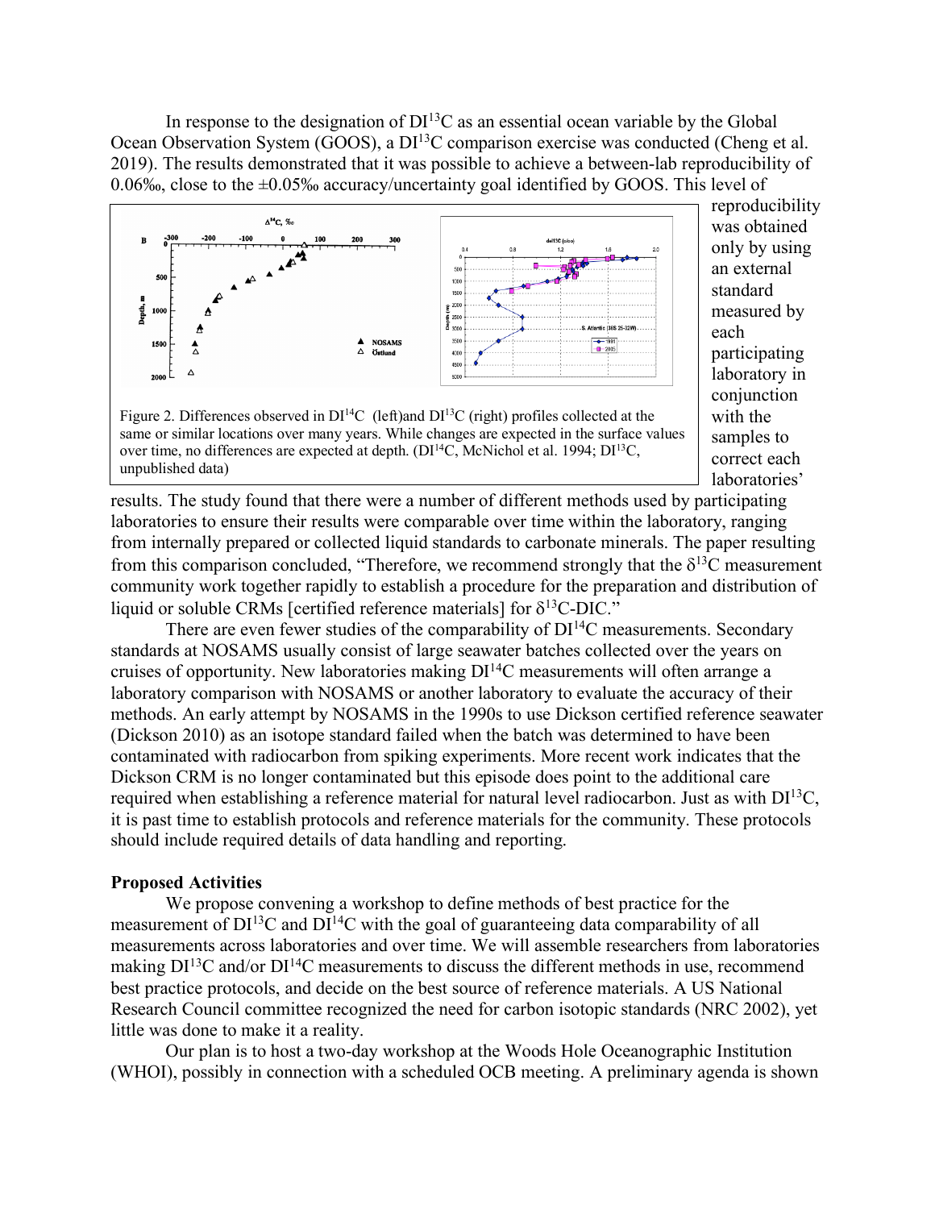In response to the designation of $DI^{13}C$ as an essential ocean variable by the Global Ocean Observation System (GOOS), a $DI^{13}C$ comparison exercise was conducted (Cheng et al. 2019). The results demonstrated that it was possible to achieve a between-lab reproducibility of 0.06‰, close to the ±0.05‰ accuracy/uncertainty goal identified by GOOS. This level of reproducibility was obtained only by using an external standard measured by each participating laboratory in conjunction with the samples to correct each laboratories' results. The study found that there were a number of different methods used by participating laboratories to ensure their results were comparable over time within the laboratory, ranging from internally prepared or collected liquid standards to carbonate minerals. The paper resulting from this comparison concluded, "Therefore, we recommend strongly that the $\delta^{13}C$ measurement community work together rapidly to establish a procedure for the preparation and distribution of liquid or soluble CRMs [certified reference materials] for $\delta^{13}C$-DIC."

Figure 2. Differences observed in $DI^{14}C$ (left) and $DI^{13}C$ (right) profiles collected at the same or similar locations over many years. While changes are expected in the surface values over time, no differences are expected at depth. ($DI^{14}C$, McNichol et al. 1994; $DI^{13}C$, unpublished data)

There are even fewer studies of the comparability of $DI^{14}C$ measurements. Secondary standards at NOSAMS usually consist of large seawater batches collected over the years on cruises of opportunity. New laboratories making $DI^{14}C$ measurements will often arrange a laboratory comparison with NOSAMS or another laboratory to evaluate the accuracy of their methods. An early attempt by NOSAMS in the 1990s to use Dickson certified reference seawater (Dickson 2010) as an isotope standard failed when the batch was determined to have been contaminated with radiocarbon from spiking experiments. More recent work indicates that the Dickson CRM is no longer contaminated but this episode does point to the additional care required when establishing a reference material for natural level radiocarbon. Just as with $DI^{13}C$, it is past time to establish protocols and reference materials for the community. These protocols should include required details of data handling and reporting.

**Proposed Activities**

We propose convening a workshop to define methods of best practice for the measurement of $DI^{13}C$ and $DI^{14}C$ with the goal of guaranteeing data comparability of all measurements across laboratories and over time. We will assemble researchers from laboratories making $DI^{13}C$ and/or $DI^{14}C$ measurements to discuss the different methods in use, recommend best practice protocols, and decide on the best source of reference materials. A US National Research Council committee recognized the need for carbon isotopic standards (NRC 2002), yet little was done to make it a reality.

Our plan is to host a two-day workshop at the Woods Hole Oceanographic Institution (WHOI), possibly in connection with a scheduled OCB meeting. A preliminary agenda is shown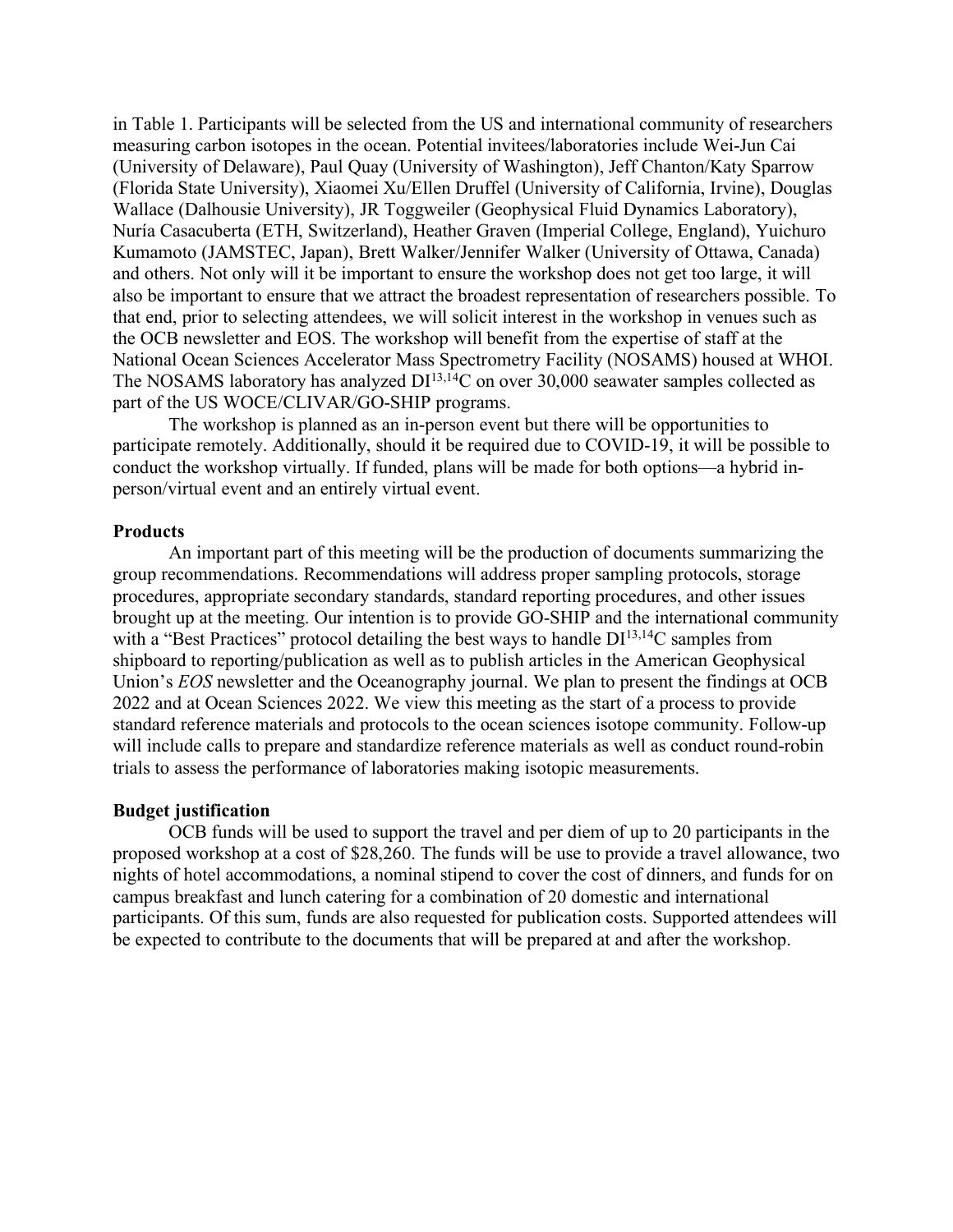in Table 1. Participants will be selected from the US and international community of researchers measuring carbon isotopes in the ocean. Potential invitees/laboratories include Wei-Jun Cai (University of Delaware), Paul Quay (University of Washington), Jeff Chanton/Katy Sparrow (Florida State University), Xiaomei Xu/Ellen Druffel (University of California, Irvine), Douglas Wallace (Dalhousie University), JR Toggweiler (Geophysical Fluid Dynamics Laboratory), Nuría Casacuberta (ETH, Switzerland), Heather Graven (Imperial College, England), Yuichuro Kumamoto (JAMSTEC, Japan), Brett Walker/Jennifer Walker (University of Ottawa, Canada) and others. Not only will it be important to ensure the workshop does not get too large, it will also be important to ensure that we attract the broadest representation of researchers possible. To that end, prior to selecting attendees, we will solicit interest in the workshop in venues such as the OCB newsletter and EOS. The workshop will benefit from the expertise of staff at the National Ocean Sciences Accelerator Mass Spectrometry Facility (NOSAMS) housed at WHOI. The NOSAMS laboratory has analyzed $DI^{13,14}C$ on over 30,000 seawater samples collected as part of the US WOCE/CLIVAR/GO-SHIP programs.

The workshop is planned as an in-person event but there will be opportunities to participate remotely. Additionally, should it be required due to COVID-19, it will be possible to conduct the workshop virtually. If funded, plans will be made for both options—a hybrid in-person/virtual event and an entirely virtual event.

**Products**

An important part of this meeting will be the production of documents summarizing the group recommendations. Recommendations will address proper sampling protocols, storage procedures, appropriate secondary standards, standard reporting procedures, and other issues brought up at the meeting. Our intention is to provide GO-SHIP and the international community with a "Best Practices" protocol detailing the best ways to handle $DI^{13,14}C$ samples from shipboard to reporting/publication as well as to publish articles in the American Geophysical Union's *EOS* newsletter and the Oceanography journal. We plan to present the findings at OCB 2022 and at Ocean Sciences 2022. We view this meeting as the start of a process to provide standard reference materials and protocols to the ocean sciences isotope community. Follow-up will include calls to prepare and standardize reference materials as well as conduct round-robin trials to assess the performance of laboratories making isotopic measurements.

**Budget justification**

OCB funds will be used to support the travel and per diem of up to 20 participants in the proposed workshop at a cost of $28,260. The funds will be use to provide a travel allowance, two nights of hotel accommodations, a nominal stipend to cover the cost of dinners, and funds for on campus breakfast and lunch catering for a combination of 20 domestic and international participants. Of this sum, funds are also requested for publication costs. Supported attendees will be expected to contribute to the documents that will be prepared at and after the workshop.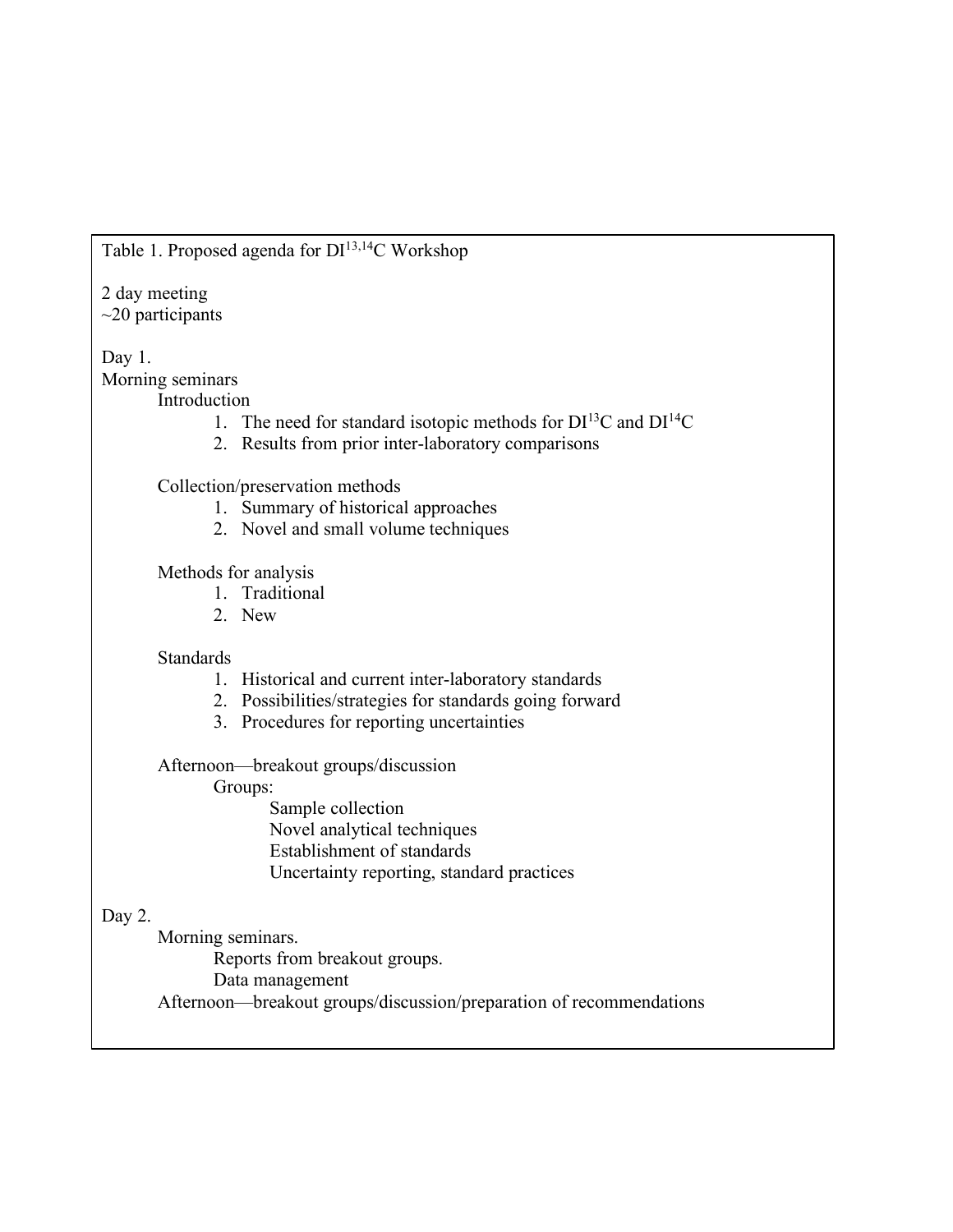Table 1. Proposed agenda for $DI^{13,14}C$ Workshop

2 day meeting
~20 participants

Day 1.

Morning seminars

- Introduction
    1. The need for standard isotopic methods for $DI^{13}C$ and $DI^{14}C$
    2. Results from prior inter-laboratory comparisons

- Collection/preservation methods
    1. Summary of historical approaches
    2. Novel and small volume techniques

- Methods for analysis
    1. Traditional
    2. New

- Standards
    1. Historical and current inter-laboratory standards
    2. Possibilities/strategies for standards going forward
    3. Procedures for reporting uncertainties

- Afternoon—breakout groups/discussion
    - Groups:
        - Sample collection
        - Novel analytical techniques
        - Establishment of standards
        - Uncertainty reporting, standard practices

Day 2.

- Morning seminars.
    - Reports from breakout groups.
    - Data management
- Afternoon—breakout groups/discussion/preparation of recommendations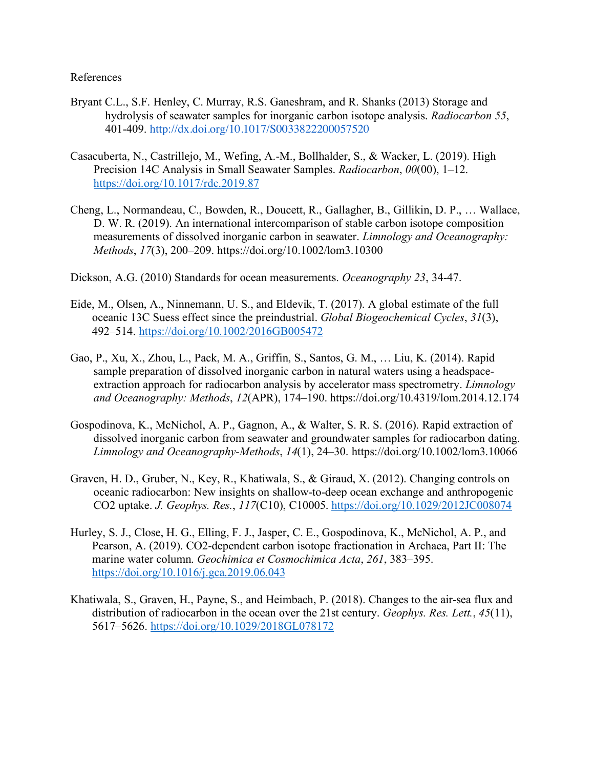References

Bryant C.L., S.F. Henley, C. Murray, R.S. Ganeshram, and R. Shanks (2013) Storage and hydrolysis of seawater samples for inorganic carbon isotope analysis. *Radiocarbon 55*, 401-409. http://dx.doi.org/10.1017/S0033822200057520

Casacuberta, N., Castrillejo, M., Wefing, A.-M., Bollhalder, S., & Wacker, L. (2019). High Precision 14C Analysis in Small Seawater Samples. *Radiocarbon*, *00*(00), 1–12. https://doi.org/10.1017/rdc.2019.87

Cheng, L., Normandeau, C., Bowden, R., Doucett, R., Gallagher, B., Gillikin, D. P., … Wallace, D. W. R. (2019). An international intercomparison of stable carbon isotope composition measurements of dissolved inorganic carbon in seawater. *Limnology and Oceanography: Methods*, *17*(3), 200–209. https://doi.org/10.1002/lom3.10300

Dickson, A.G. (2010) Standards for ocean measurements. *Oceanography 23*, 34-47.

Eide, M., Olsen, A., Ninnemann, U. S., and Eldevik, T. (2017). A global estimate of the full oceanic 13C Suess effect since the preindustrial. *Global Biogeochemical Cycles*, *31*(3), 492–514. https://doi.org/10.1002/2016GB005472

Gao, P., Xu, X., Zhou, L., Pack, M. A., Griffin, S., Santos, G. M., … Liu, K. (2014). Rapid sample preparation of dissolved inorganic carbon in natural waters using a headspace-extraction approach for radiocarbon analysis by accelerator mass spectrometry. *Limnology and Oceanography: Methods*, *12*(APR), 174–190. https://doi.org/10.4319/lom.2014.12.174

Gospodinova, K., McNichol, A. P., Gagnon, A., & Walter, S. R. S. (2016). Rapid extraction of dissolved inorganic carbon from seawater and groundwater samples for radiocarbon dating. *Limnology and Oceanography-Methods*, *14*(1), 24–30. https://doi.org/10.1002/lom3.10066

Graven, H. D., Gruber, N., Key, R., Khatiwala, S., & Giraud, X. (2012). Changing controls on oceanic radiocarbon: New insights on shallow-to-deep ocean exchange and anthropogenic CO2 uptake. *J. Geophys. Res.*, *117*(C10), C10005. https://doi.org/10.1029/2012JC008074

Hurley, S. J., Close, H. G., Elling, F. J., Jasper, C. E., Gospodinova, K., McNichol, A. P., and Pearson, A. (2019). CO2-dependent carbon isotope fractionation in Archaea, Part II: The marine water column. *Geochimica et Cosmochimica Acta*, *261*, 383–395. https://doi.org/10.1016/j.gca.2019.06.043

Khatiwala, S., Graven, H., Payne, S., and Heimbach, P. (2018). Changes to the air-sea flux and distribution of radiocarbon in the ocean over the 21st century. *Geophys. Res. Lett.*, *45*(11), 5617–5626. https://doi.org/10.1029/2018GL078172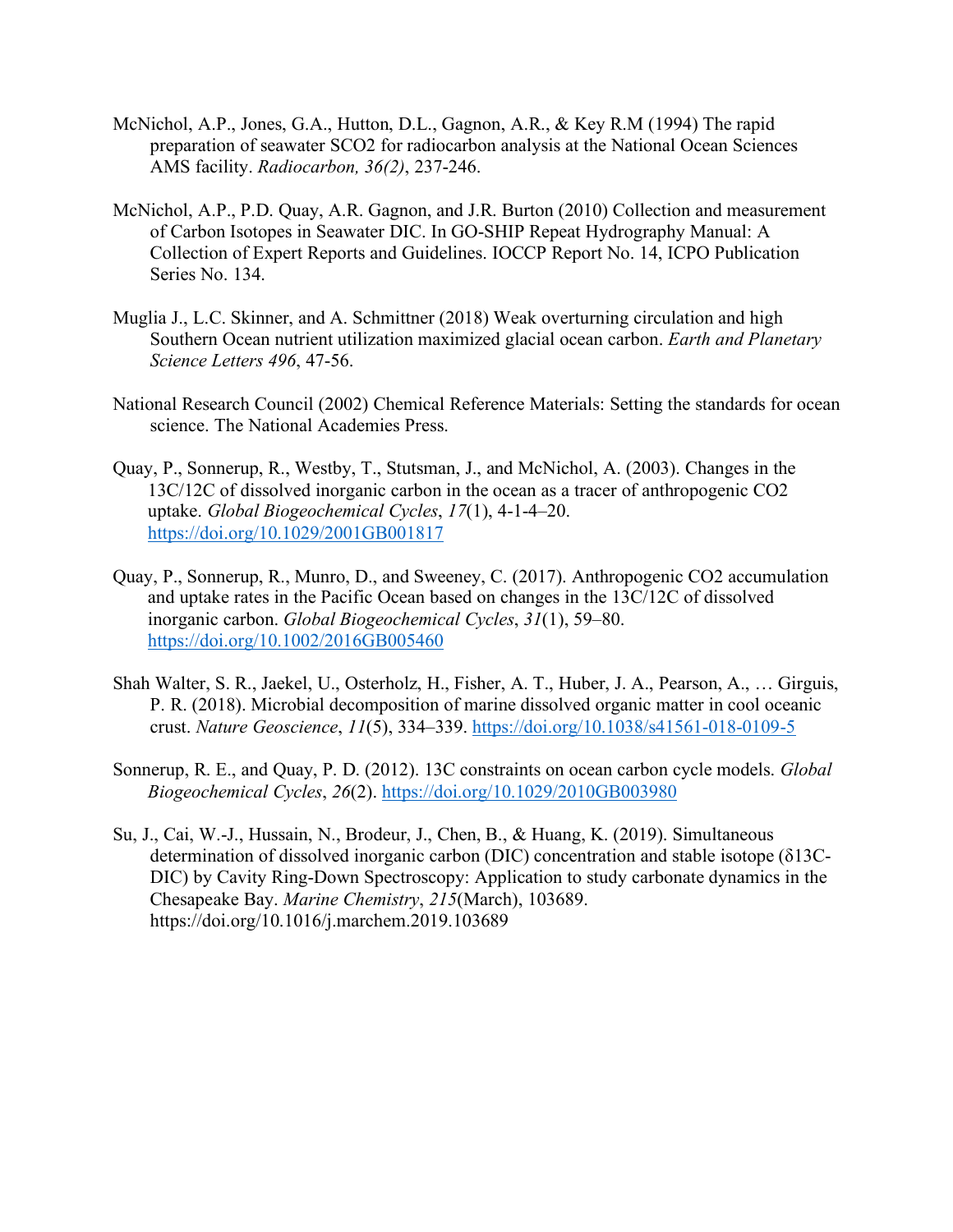McNichol, A.P., Jones, G.A., Hutton, D.L., Gagnon, A.R., & Key R.M (1994) The rapid preparation of seawater SCO2 for radiocarbon analysis at the National Ocean Sciences AMS facility. *Radiocarbon, 36(2)*, 237-246.

McNichol, A.P., P.D. Quay, A.R. Gagnon, and J.R. Burton (2010) Collection and measurement of Carbon Isotopes in Seawater DIC. In GO-SHIP Repeat Hydrography Manual: A Collection of Expert Reports and Guidelines. IOCCP Report No. 14, ICPO Publication Series No. 134.

Muglia J., L.C. Skinner, and A. Schmittner (2018) Weak overturning circulation and high Southern Ocean nutrient utilization maximized glacial ocean carbon. *Earth and Planetary Science Letters 496*, 47-56.

National Research Council (2002) Chemical Reference Materials: Setting the standards for ocean science. The National Academies Press.

Quay, P., Sonnerup, R., Westby, T., Stutsman, J., and McNichol, A. (2003). Changes in the 13C/12C of dissolved inorganic carbon in the ocean as a tracer of anthropogenic CO2 uptake. *Global Biogeochemical Cycles*, *17*(1), 4-1-4–20. https://doi.org/10.1029/2001GB001817

Quay, P., Sonnerup, R., Munro, D., and Sweeney, C. (2017). Anthropogenic CO2 accumulation and uptake rates in the Pacific Ocean based on changes in the 13C/12C of dissolved inorganic carbon. *Global Biogeochemical Cycles*, *31*(1), 59–80. https://doi.org/10.1002/2016GB005460

Shah Walter, S. R., Jaekel, U., Osterholz, H., Fisher, A. T., Huber, J. A., Pearson, A., … Girguis, P. R. (2018). Microbial decomposition of marine dissolved organic matter in cool oceanic crust. *Nature Geoscience*, *11*(5), 334–339. https://doi.org/10.1038/s41561-018-0109-5

Sonnerup, R. E., and Quay, P. D. (2012). 13C constraints on ocean carbon cycle models. *Global Biogeochemical Cycles*, *26*(2). https://doi.org/10.1029/2010GB003980

Su, J., Cai, W.-J., Hussain, N., Brodeur, J., Chen, B., & Huang, K. (2019). Simultaneous determination of dissolved inorganic carbon (DIC) concentration and stable isotope (δ13C-DIC) by Cavity Ring-Down Spectroscopy: Application to study carbonate dynamics in the Chesapeake Bay. *Marine Chemistry*, *215*(March), 103689. https://doi.org/10.1016/j.marchem.2019.103689